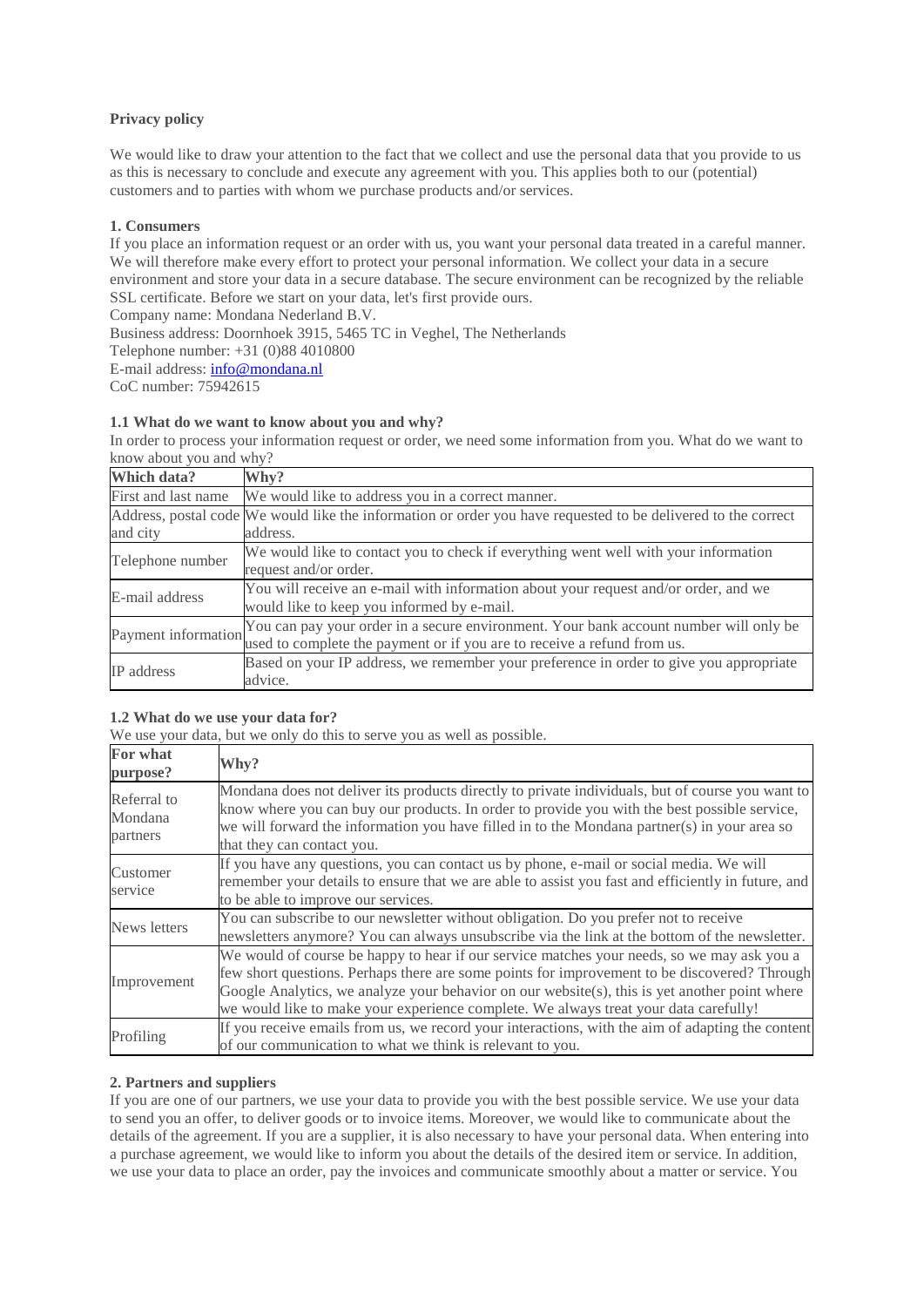**Privacy policy**

We would like to draw your attention to the fact that we collect and use the personal data that you provide to us as this is necessary to conclude and execute any agreement with you. This applies both to our (potential) customers and to parties with whom we purchase products and/or services.

**1. Consumers**

If you place an information request or an order with us, you want your personal data treated in a careful manner. We will therefore make every effort to protect your personal information. We collect your data in a secure environment and store your data in a secure database. The secure environment can be recognized by the reliable SSL certificate. Before we start on your data, let's first provide ours.

Company name: Mondana Nederland B.V.
Business address: Doornhoek 3915, 5465 TC in Veghel, The Netherlands
Telephone number: +31 (0)88 4010800
E-mail address: info@mondana.nl
CoC number: 75942615

**1.1 What do we want to know about you and why?**

In order to process your information request or order, we need some information from you. What do we want to know about you and why?

| Which data? | Why? |
|---|---|
| First and last name | We would like to address you in a correct manner. |
| Address, postal code and city | We would like the information or order you have requested to be delivered to the correct address. |
| Telephone number | We would like to contact you to check if everything went well with your information request and/or order. |
| E-mail address | You will receive an e-mail with information about your request and/or order, and we would like to keep you informed by e-mail. |
| Payment information | You can pay your order in a secure environment. Your bank account number will only be used to complete the payment or if you are to receive a refund from us. |
| IP address | Based on your IP address, we remember your preference in order to give you appropriate advice. |

**1.2 What do we use your data for?**

We use your data, but we only do this to serve you as well as possible.

| For what purpose? | Why? |
|---|---|
| Referral to Mondana partners | Mondana does not deliver its products directly to private individuals, but of course you want to know where you can buy our products. In order to provide you with the best possible service, we will forward the information you have filled in to the Mondana partner(s) in your area so that they can contact you. |
| Customer service | If you have any questions, you can contact us by phone, e-mail or social media. We will remember your details to ensure that we are able to assist you fast and efficiently in future, and to be able to improve our services. |
| News letters | You can subscribe to our newsletter without obligation. Do you prefer not to receive newsletters anymore? You can always unsubscribe via the link at the bottom of the newsletter. |
| Improvement | We would of course be happy to hear if our service matches your needs, so we may ask you a few short questions. Perhaps there are some points for improvement to be discovered? Through Google Analytics, we analyze your behavior on our website(s), this is yet another point where we would like to make your experience complete. We always treat your data carefully! |
| Profiling | If you receive emails from us, we record your interactions, with the aim of adapting the content of our communication to what we think is relevant to you. |

**2. Partners and suppliers**

If you are one of our partners, we use your data to provide you with the best possible service. We use your data to send you an offer, to deliver goods or to invoice items. Moreover, we would like to communicate about the details of the agreement. If you are a supplier, it is also necessary to have your personal data. When entering into a purchase agreement, we would like to inform you about the details of the desired item or service. In addition, we use your data to place an order, pay the invoices and communicate smoothly about a matter or service. You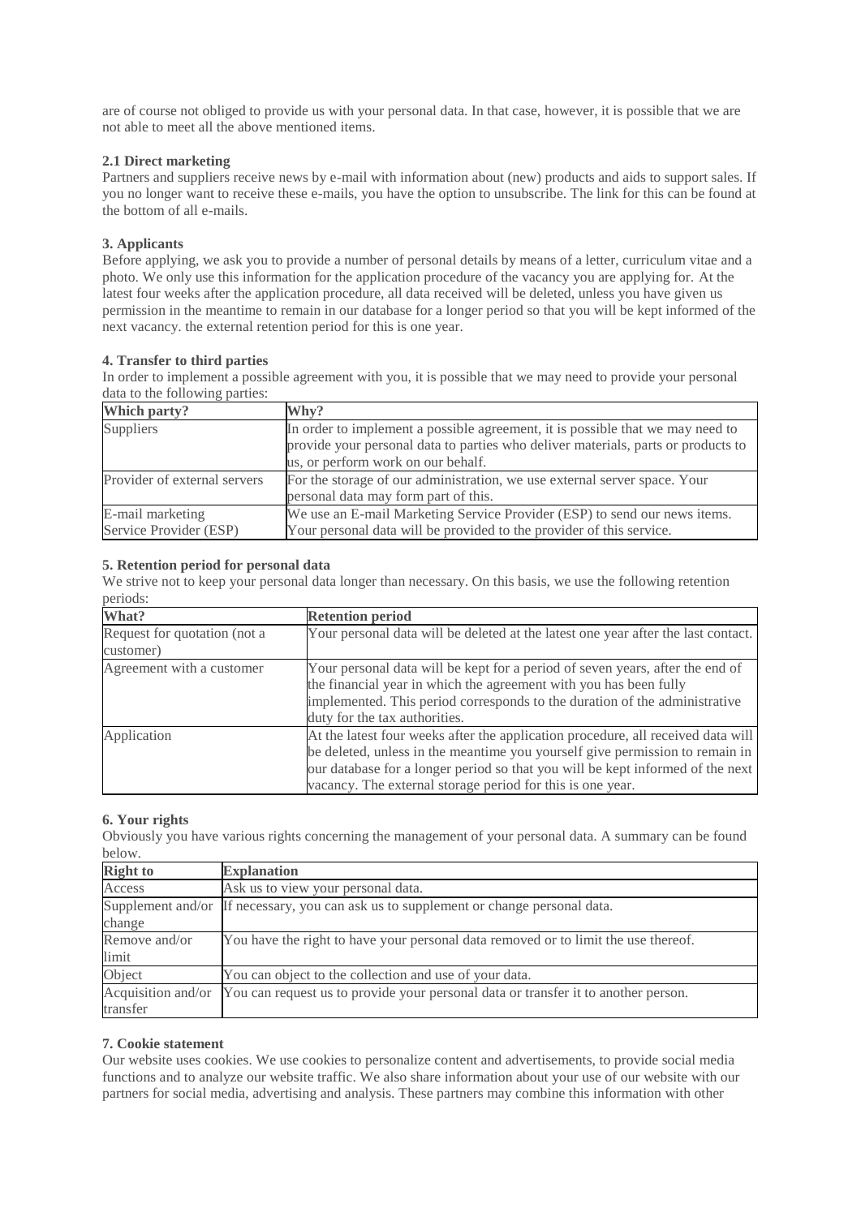are of course not obliged to provide us with your personal data. In that case, however, it is possible that we are not able to meet all the above mentioned items.

**2.1 Direct marketing**

Partners and suppliers receive news by e-mail with information about (new) products and aids to support sales. If you no longer want to receive these e-mails, you have the option to unsubscribe. The link for this can be found at the bottom of all e-mails.

**3. Applicants**

Before applying, we ask you to provide a number of personal details by means of a letter, curriculum vitae and a photo. We only use this information for the application procedure of the vacancy you are applying for. At the latest four weeks after the application procedure, all data received will be deleted, unless you have given us permission in the meantime to remain in our database for a longer period so that you will be kept informed of the next vacancy. the external retention period for this is one year.

**4. Transfer to third parties**

In order to implement a possible agreement with you, it is possible that we may need to provide your personal data to the following parties:

| Which party? | Why? |
|---|---|
| Suppliers | In order to implement a possible agreement, it is possible that we may need to provide your personal data to parties who deliver materials, parts or products to us, or perform work on our behalf. |
| Provider of external servers | For the storage of our administration, we use external server space. Your personal data may form part of this. |
| E-mail marketing Service Provider (ESP) | We use an E-mail Marketing Service Provider (ESP) to send our news items. Your personal data will be provided to the provider of this service. |

**5. Retention period for personal data**

We strive not to keep your personal data longer than necessary. On this basis, we use the following retention periods:

| What? | Retention period |
|---|---|
| Request for quotation (not a customer) | Your personal data will be deleted at the latest one year after the last contact. |
| Agreement with a customer | Your personal data will be kept for a period of seven years, after the end of the financial year in which the agreement with you has been fully implemented. This period corresponds to the duration of the administrative duty for the tax authorities. |
| Application | At the latest four weeks after the application procedure, all received data will be deleted, unless in the meantime you yourself give permission to remain in our database for a longer period so that you will be kept informed of the next vacancy. The external storage period for this is one year. |

**6. Your rights**

Obviously you have various rights concerning the management of your personal data. A summary can be found below.

| Right to | Explanation |
|---|---|
| Access | Ask us to view your personal data. |
| Supplement and/or change | If necessary, you can ask us to supplement or change personal data. |
| Remove and/or limit | You have the right to have your personal data removed or to limit the use thereof. |
| Object | You can object to the collection and use of your data. |
| Acquisition and/or transfer | You can request us to provide your personal data or transfer it to another person. |

**7. Cookie statement**

Our website uses cookies. We use cookies to personalize content and advertisements, to provide social media functions and to analyze our website traffic. We also share information about your use of our website with our partners for social media, advertising and analysis. These partners may combine this information with other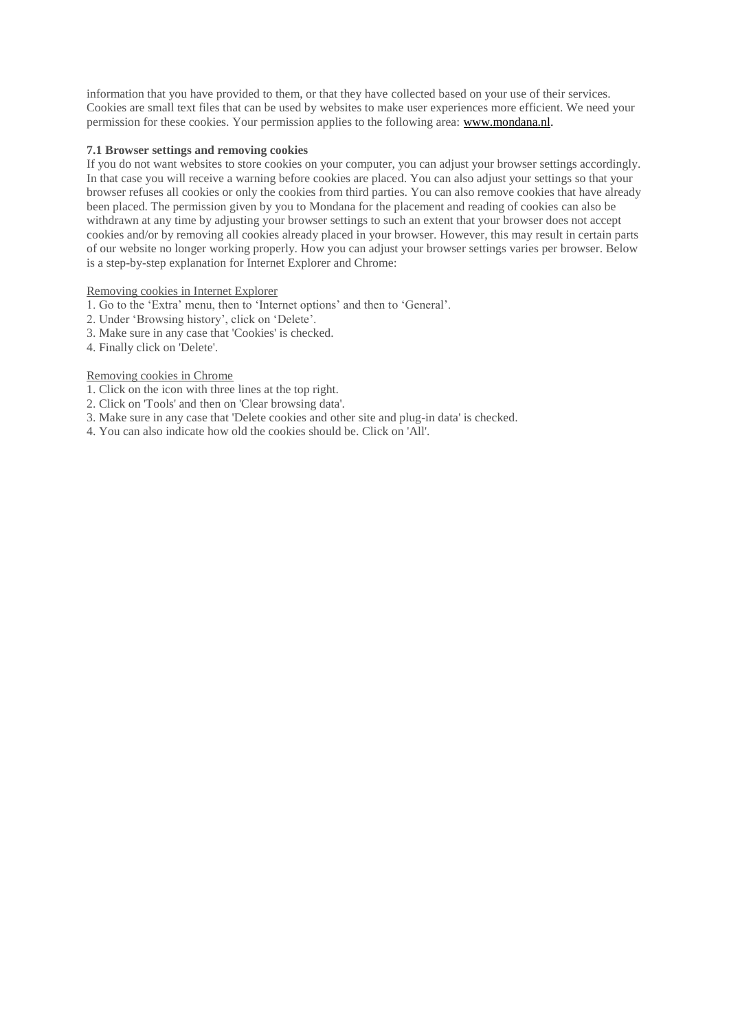information that you have provided to them, or that they have collected based on your use of their services. Cookies are small text files that can be used by websites to make user experiences more efficient. We need your permission for these cookies. Your permission applies to the following area: www.mondana.nl.

**7.1 Browser settings and removing cookies**

If you do not want websites to store cookies on your computer, you can adjust your browser settings accordingly. In that case you will receive a warning before cookies are placed. You can also adjust your settings so that your browser refuses all cookies or only the cookies from third parties. You can also remove cookies that have already been placed. The permission given by you to Mondana for the placement and reading of cookies can also be withdrawn at any time by adjusting your browser settings to such an extent that your browser does not accept cookies and/or by removing all cookies already placed in your browser. However, this may result in certain parts of our website no longer working properly. How you can adjust your browser settings varies per browser. Below is a step-by-step explanation for Internet Explorer and Chrome:

<u>Removing cookies in Internet Explorer</u>

1. Go to the 'Extra' menu, then to 'Internet options' and then to 'General'.
2. Under 'Browsing history', click on 'Delete'.
3. Make sure in any case that 'Cookies' is checked.
4. Finally click on 'Delete'.

<u>Removing cookies in Chrome</u>

1. Click on the icon with three lines at the top right.
2. Click on 'Tools' and then on 'Clear browsing data'.
3. Make sure in any case that 'Delete cookies and other site and plug-in data' is checked.
4. You can also indicate how old the cookies should be. Click on 'All'.